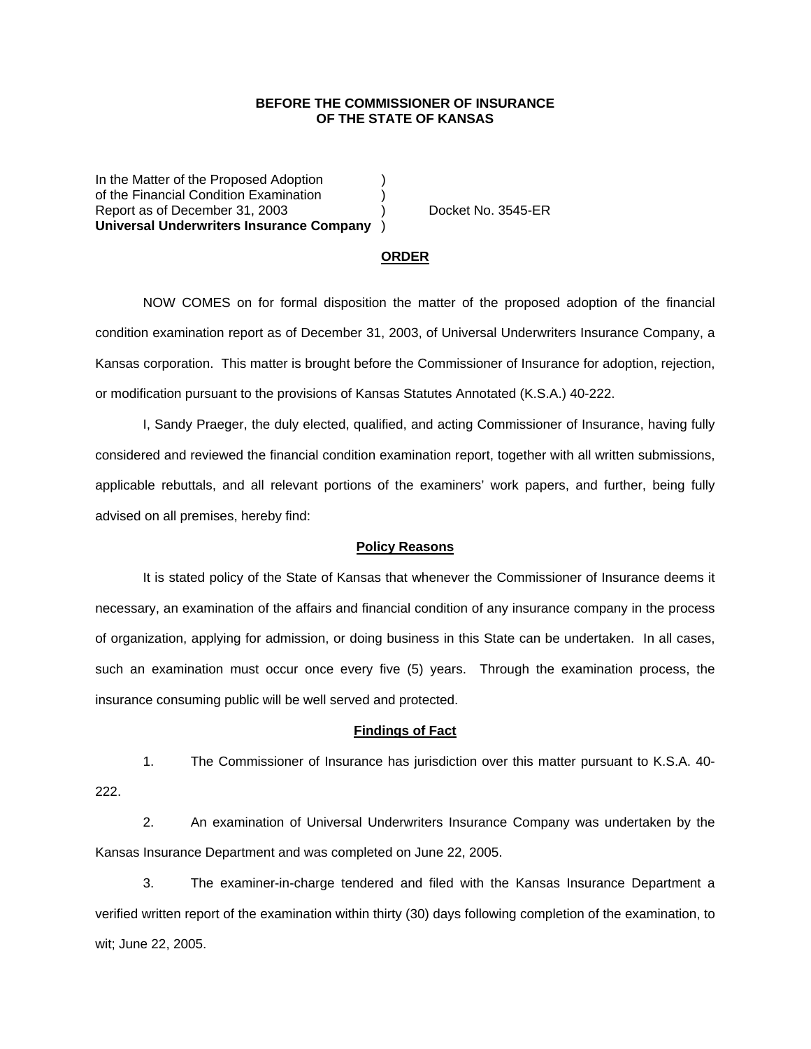**BEFORE THE COMMISSIONER OF INSURANCE**
**OF THE STATE OF KANSAS**

In the Matter of the Proposed Adoption )
of the Financial Condition Examination )
Report as of December 31, 2003 ) Docket No. 3545-ER
**Universal Underwriters Insurance Company** )

## ORDER

NOW COMES on for formal disposition the matter of the proposed adoption of the financial condition examination report as of December 31, 2003, of Universal Underwriters Insurance Company, a Kansas corporation. This matter is brought before the Commissioner of Insurance for adoption, rejection, or modification pursuant to the provisions of Kansas Statutes Annotated (K.S.A.) 40-222.

I, Sandy Praeger, the duly elected, qualified, and acting Commissioner of Insurance, having fully considered and reviewed the financial condition examination report, together with all written submissions, applicable rebuttals, and all relevant portions of the examiners' work papers, and further, being fully advised on all premises, hereby find:

### Policy Reasons

It is stated policy of the State of Kansas that whenever the Commissioner of Insurance deems it necessary, an examination of the affairs and financial condition of any insurance company in the process of organization, applying for admission, or doing business in this State can be undertaken. In all cases, such an examination must occur once every five (5) years. Through the examination process, the insurance consuming public will be well served and protected.

### Findings of Fact

1. The Commissioner of Insurance has jurisdiction over this matter pursuant to K.S.A. 40-222.

2. An examination of Universal Underwriters Insurance Company was undertaken by the Kansas Insurance Department and was completed on June 22, 2005.

3. The examiner-in-charge tendered and filed with the Kansas Insurance Department a verified written report of the examination within thirty (30) days following completion of the examination, to wit; June 22, 2005.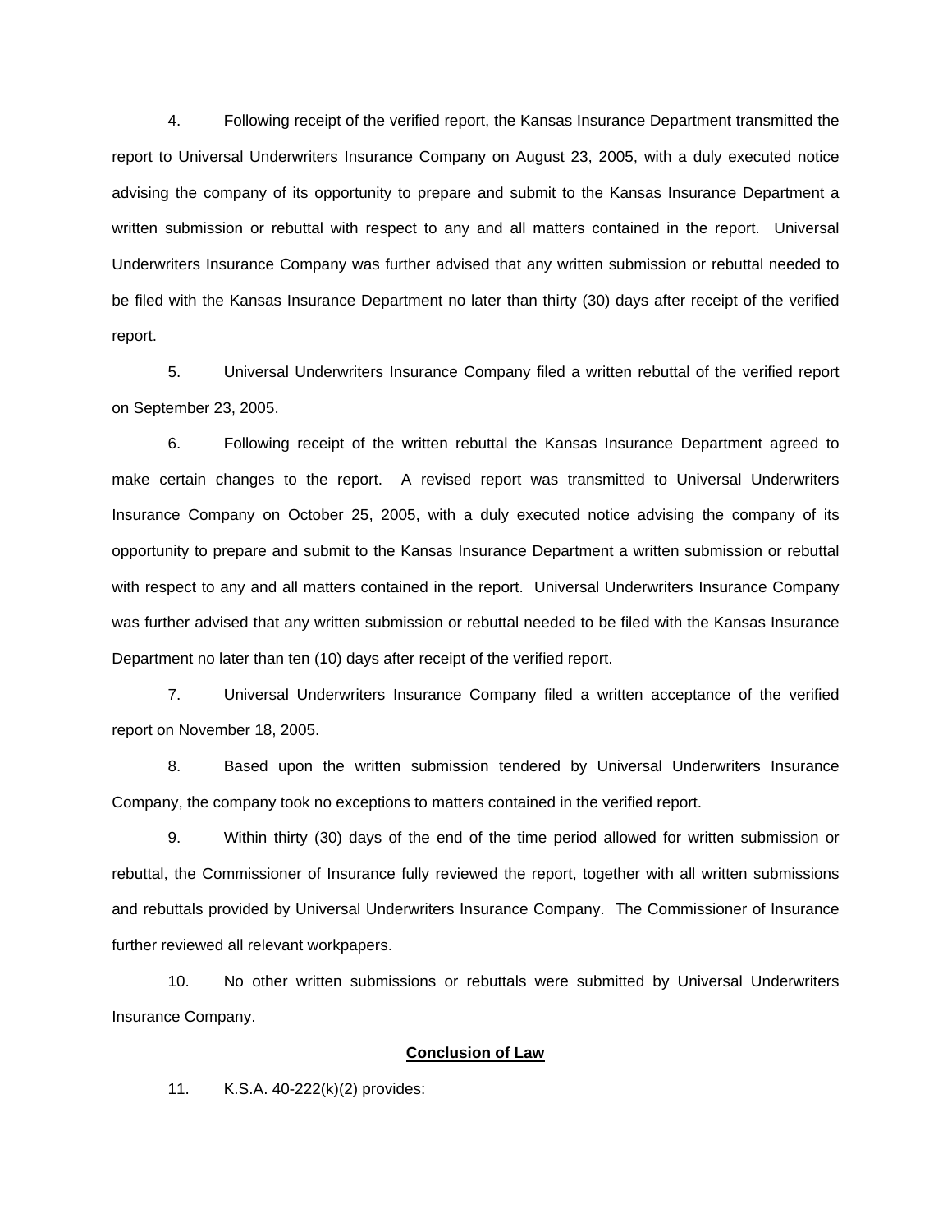4. Following receipt of the verified report, the Kansas Insurance Department transmitted the report to Universal Underwriters Insurance Company on August 23, 2005, with a duly executed notice advising the company of its opportunity to prepare and submit to the Kansas Insurance Department a written submission or rebuttal with respect to any and all matters contained in the report. Universal Underwriters Insurance Company was further advised that any written submission or rebuttal needed to be filed with the Kansas Insurance Department no later than thirty (30) days after receipt of the verified report.

5. Universal Underwriters Insurance Company filed a written rebuttal of the verified report on September 23, 2005.

6. Following receipt of the written rebuttal the Kansas Insurance Department agreed to make certain changes to the report. A revised report was transmitted to Universal Underwriters Insurance Company on October 25, 2005, with a duly executed notice advising the company of its opportunity to prepare and submit to the Kansas Insurance Department a written submission or rebuttal with respect to any and all matters contained in the report. Universal Underwriters Insurance Company was further advised that any written submission or rebuttal needed to be filed with the Kansas Insurance Department no later than ten (10) days after receipt of the verified report.

7. Universal Underwriters Insurance Company filed a written acceptance of the verified report on November 18, 2005.

8. Based upon the written submission tendered by Universal Underwriters Insurance Company, the company took no exceptions to matters contained in the verified report.

9. Within thirty (30) days of the end of the time period allowed for written submission or rebuttal, the Commissioner of Insurance fully reviewed the report, together with all written submissions and rebuttals provided by Universal Underwriters Insurance Company. The Commissioner of Insurance further reviewed all relevant workpapers.

10. No other written submissions or rebuttals were submitted by Universal Underwriters Insurance Company.

**Conclusion of Law**

11. K.S.A. 40-222(k)(2) provides: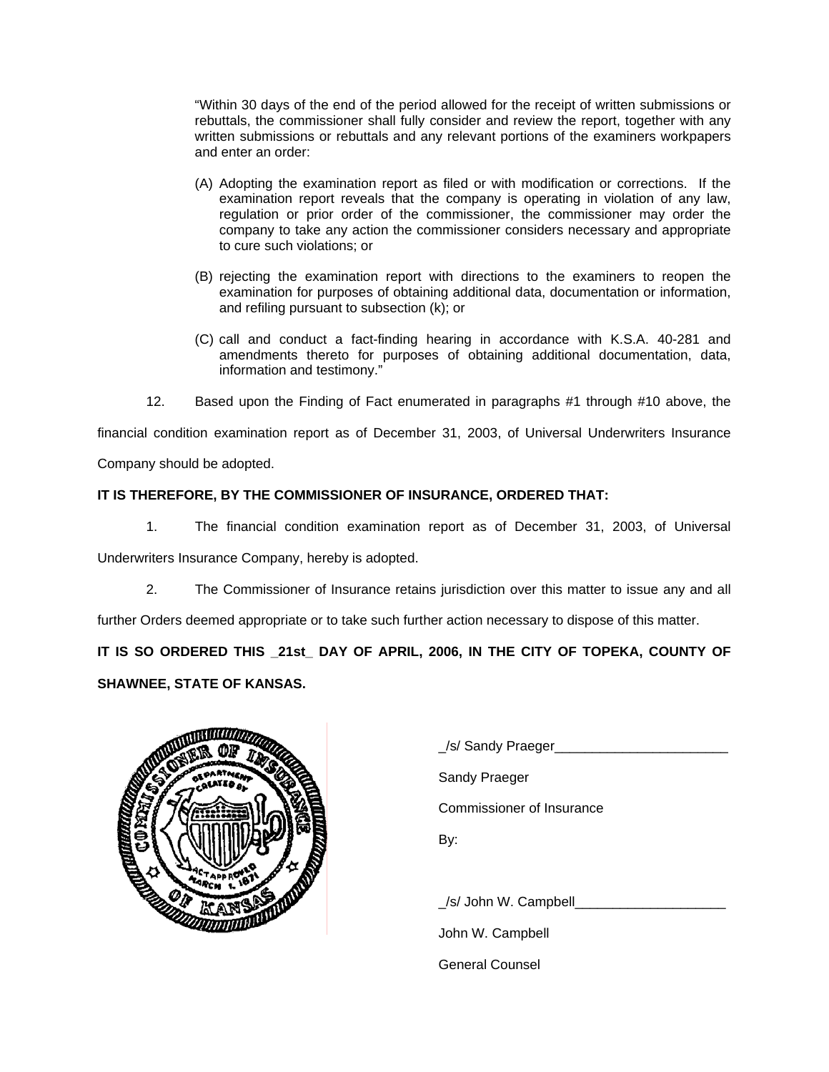"Within 30 days of the end of the period allowed for the receipt of written submissions or rebuttals, the commissioner shall fully consider and review the report, together with any written submissions or rebuttals and any relevant portions of the examiners workpapers and enter an order:

(A) Adopting the examination report as filed or with modification or corrections. If the examination report reveals that the company is operating in violation of any law, regulation or prior order of the commissioner, the commissioner may order the company to take any action the commissioner considers necessary and appropriate to cure such violations; or

(B) rejecting the examination report with directions to the examiners to reopen the examination for purposes of obtaining additional data, documentation or information, and refiling pursuant to subsection (k); or

(C) call and conduct a fact-finding hearing in accordance with K.S.A. 40-281 and amendments thereto for purposes of obtaining additional documentation, data, information and testimony."

12. Based upon the Finding of Fact enumerated in paragraphs #1 through #10 above, the financial condition examination report as of December 31, 2003, of Universal Underwriters Insurance Company should be adopted.

**IT IS THEREFORE, BY THE COMMISSIONER OF INSURANCE, ORDERED THAT:**

1. The financial condition examination report as of December 31, 2003, of Universal Underwriters Insurance Company, hereby is adopted.

2. The Commissioner of Insurance retains jurisdiction over this matter to issue any and all further Orders deemed appropriate or to take such further action necessary to dispose of this matter.

**IT IS SO ORDERED THIS _21st_ DAY OF APRIL, 2006, IN THE CITY OF TOPEKA, COUNTY OF SHAWNEE, STATE OF KANSAS.**

_/s/ Sandy Praeger_______________________

Sandy Praeger

Commissioner of Insurance

By:

_/s/ John W. Campbell____________________

John W. Campbell

General Counsel